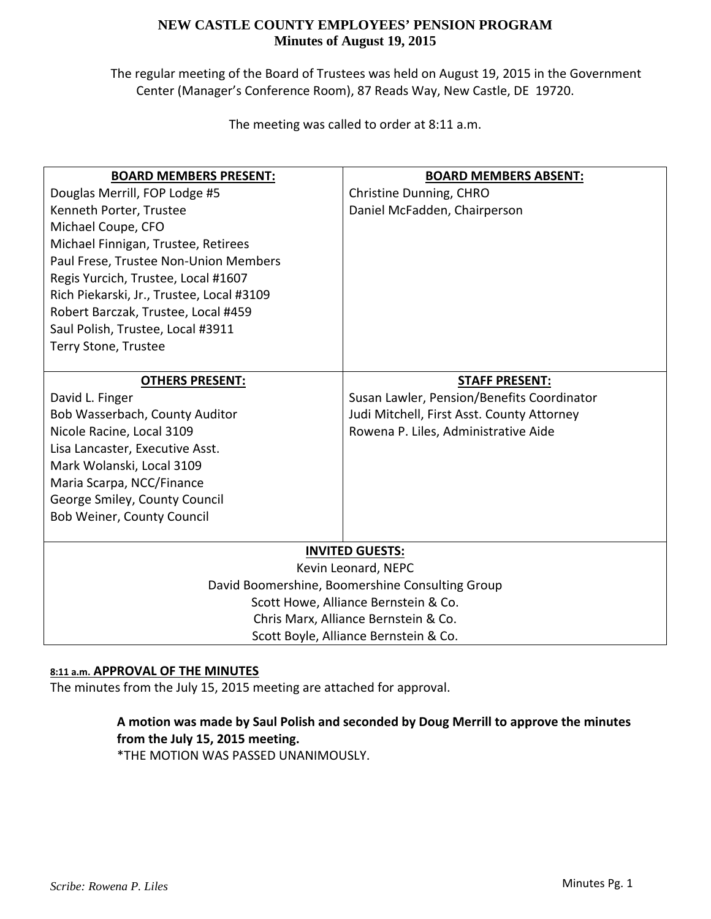# NEW CASTLE COUNTY EMPLOYEES' PENSION PROGRAM
## Minutes of August 19, 2015

The regular meeting of the Board of Trustees was held on August 19, 2015 in the Government Center (Manager's Conference Room), 87 Reads Way, New Castle, DE 19720.

The meeting was called to order at 8:11 a.m.

| BOARD MEMBERS PRESENT: | BOARD MEMBERS ABSENT: |
|---|---|
| Douglas Merrill, FOP Lodge #5 | Christine Dunning, CHRO |
| Kenneth Porter, Trustee | Daniel McFadden, Chairperson |
| Michael Coupe, CFO | |
| Michael Finnigan, Trustee, Retirees | |
| Paul Frese, Trustee Non-Union Members | |
| Regis Yurcich, Trustee, Local #1607 | |
| Rich Piekarski, Jr., Trustee, Local #3109 | |
| Robert Barczak, Trustee, Local #459 | |
| Saul Polish, Trustee, Local #3911 | |
| Terry Stone, Trustee | |
| **OTHERS PRESENT:** | **STAFF PRESENT:** |
| David L. Finger | Susan Lawler, Pension/Benefits Coordinator |
| Bob Wasserbach, County Auditor | Judi Mitchell, First Asst. County Attorney |
| Nicole Racine, Local 3109 | Rowena P. Liles, Administrative Aide |
| Lisa Lancaster, Executive Asst. | |
| Mark Wolanski, Local 3109 | |
| Maria Scarpa, NCC/Finance | |
| George Smiley, County Council | |
| Bob Weiner, County Council | |

| INVITED GUESTS: |
|---|
| Kevin Leonard, NEPC |
| David Boomershine, Boomershine Consulting Group |
| Scott Howe, Alliance Bernstein & Co. |
| Chris Marx, Alliance Bernstein & Co. |
| Scott Boyle, Alliance Bernstein & Co. |

**8:11 a.m. APPROVAL OF THE MINUTES**

The minutes from the July 15, 2015 meeting are attached for approval.

> **A motion was made by Saul Polish and seconded by Doug Merrill to approve the minutes from the July 15, 2015 meeting.**
> *THE MOTION WAS PASSED UNANIMOUSLY.

*Scribe: Rowena P. Liles*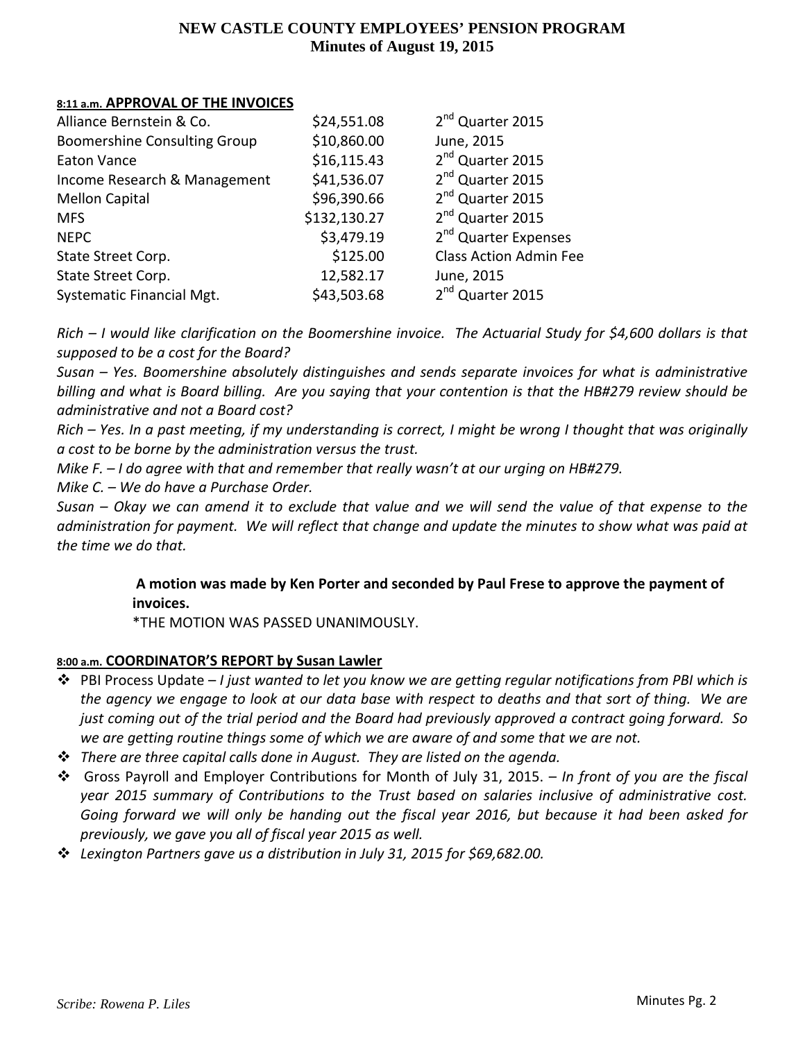#### 8:11 a.m. APPROVAL OF THE INVOICES

| | | |
|---|---|---|
| Alliance Bernstein & Co. | \$24,551.08 | 2nd Quarter 2015 |
| Boomershine Consulting Group | \$10,860.00 | June, 2015 |
| Eaton Vance | \$16,115.43 | 2nd Quarter 2015 |
| Income Research & Management | \$41,536.07 | 2nd Quarter 2015 |
| Mellon Capital | \$96,390.66 | 2nd Quarter 2015 |
| MFS | \$132,130.27 | 2nd Quarter 2015 |
| NEPC | \$3,479.19 | 2nd Quarter Expenses |
| State Street Corp. | \$125.00 | Class Action Admin Fee |
| State Street Corp. | 12,582.17 | June, 2015 |
| Systematic Financial Mgt. | \$43,503.68 | 2nd Quarter 2015 |

*Rich – I would like clarification on the Boomershine invoice. The Actuarial Study for \$4,600 dollars is that supposed to be a cost for the Board?*
*Susan – Yes. Boomershine absolutely distinguishes and sends separate invoices for what is administrative billing and what is Board billing. Are you saying that your contention is that the HB#279 review should be administrative and not a Board cost?*
*Rich – Yes. In a past meeting, if my understanding is correct, I might be wrong I thought that was originally a cost to be borne by the administration versus the trust.*
*Mike F. – I do agree with that and remember that really wasn't at our urging on HB#279.*
*Mike C. – We do have a Purchase Order.*
*Susan – Okay we can amend it to exclude that value and we will send the value of that expense to the administration for payment. We will reflect that change and update the minutes to show what was paid at the time we do that.*

> **A motion was made by Ken Porter and seconded by Paul Frese to approve the payment of invoices.**
> *THE MOTION WAS PASSED UNANIMOUSLY.

#### 8:00 a.m. COORDINATOR'S REPORT by Susan Lawler

- PBI Process Update – *I just wanted to let you know we are getting regular notifications from PBI which is the agency we engage to look at our data base with respect to deaths and that sort of thing. We are just coming out of the trial period and the Board had previously approved a contract going forward. So we are getting routine things some of which we are aware of and some that we are not.*
- *There are three capital calls done in August. They are listed on the agenda.*
- Gross Payroll and Employer Contributions for Month of July 31, 2015. – *In front of you are the fiscal year 2015 summary of Contributions to the Trust based on salaries inclusive of administrative cost. Going forward we will only be handing out the fiscal year 2016, but because it had been asked for previously, we gave you all of fiscal year 2015 as well.*
- *Lexington Partners gave us a distribution in July 31, 2015 for \$69,682.00.*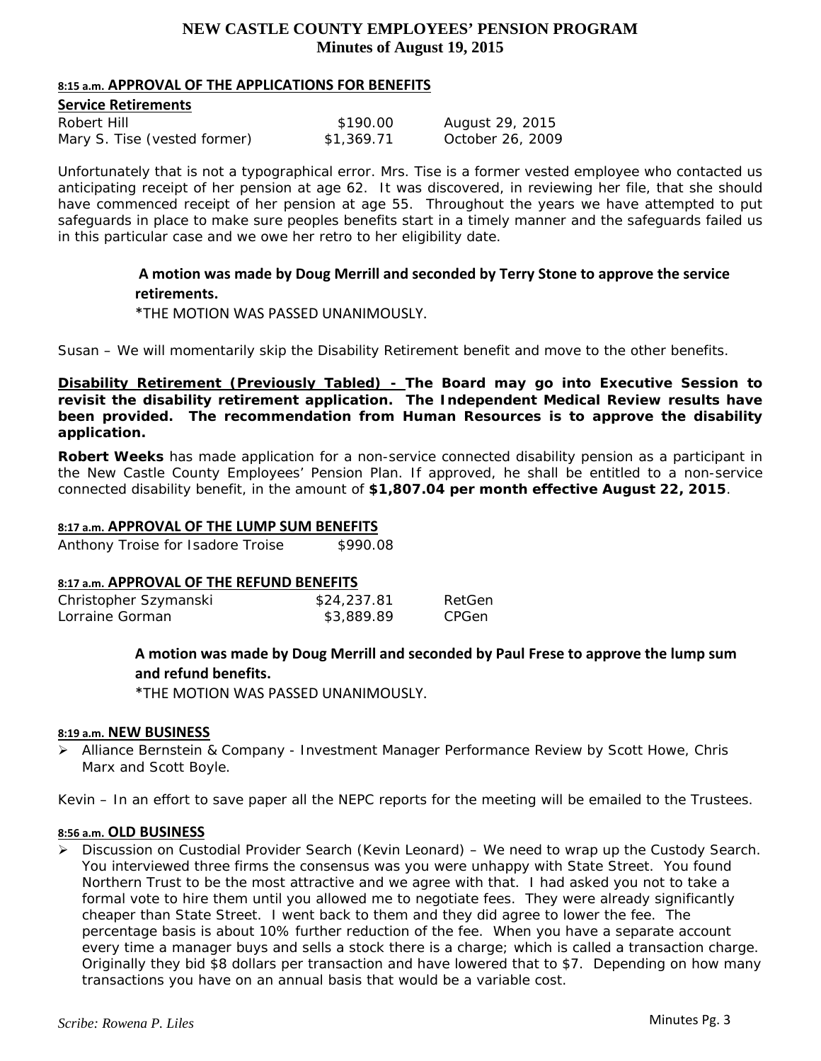# NEW CASTLE COUNTY EMPLOYEES' PENSION PROGRAM
## Minutes of August 19, 2015

**8:15 a.m. APPROVAL OF THE APPLICATIONS FOR BENEFITS**

**Service Retirements**

| | | |
|---|---|---|
| Robert Hill | $190.00 | August 29, 2015 |
| Mary S. Tise (vested former) | $1,369.71 | October 26, 2009 |

Unfortunately that is not a typographical error. Mrs. Tise is a former vested employee who contacted us anticipating receipt of her pension at age 62. It was discovered, in reviewing her file, that she should have commenced receipt of her pension at age 55. Throughout the years we have attempted to put safeguards in place to make sure peoples benefits start in a timely manner and the safeguards failed us in this particular case and we owe her retro to her eligibility date.

> **A motion was made by Doug Merrill and seconded by Terry Stone to approve the service retirements.**
>
> *THE MOTION WAS PASSED UNANIMOUSLY.

Susan – We will momentarily skip the Disability Retirement benefit and move to the other benefits.

**Disability Retirement (Previously Tabled) - The Board may go into Executive Session to revisit the disability retirement application. The Independent Medical Review results have been provided. The recommendation from Human Resources is to approve the disability application.**

**Robert Weeks** has made application for a non-service connected disability pension as a participant in the New Castle County Employees' Pension Plan. If approved, he shall be entitled to a non-service connected disability benefit, in the amount of **$1,807.04 per month effective August 22, 2015**.

**8:17 a.m. APPROVAL OF THE LUMP SUM BENEFITS**

| | |
|---|---|
| Anthony Troise for Isadore Troise | $990.08 |

**8:17 a.m. APPROVAL OF THE REFUND BENEFITS**

| | | |
|---|---|---|
| Christopher Szymanski | $24,237.81 | RetGen |
| Lorraine Gorman | $3,889.89 | CPGen |

> **A motion was made by Doug Merrill and seconded by Paul Frese to approve the lump sum and refund benefits.**
>
> *THE MOTION WAS PASSED UNANIMOUSLY.

**8:19 a.m. NEW BUSINESS**

- Alliance Bernstein & Company - Investment Manager Performance Review by Scott Howe, Chris Marx and Scott Boyle.

Kevin – In an effort to save paper all the NEPC reports for the meeting will be emailed to the Trustees.

**8:56 a.m. OLD BUSINESS**

- Discussion on Custodial Provider Search (Kevin Leonard) – We need to wrap up the Custody Search. You interviewed three firms the consensus was you were unhappy with State Street. You found Northern Trust to be the most attractive and we agree with that. I had asked you not to take a formal vote to hire them until you allowed me to negotiate fees. They were already significantly cheaper than State Street. I went back to them and they did agree to lower the fee. The percentage basis is about 10% further reduction of the fee. When you have a separate account every time a manager buys and sells a stock there is a charge; which is called a transaction charge. Originally they bid $8 dollars per transaction and have lowered that to $7. Depending on how many transactions you have on an annual basis that would be a variable cost.

*Scribe: Rowena P. Liles*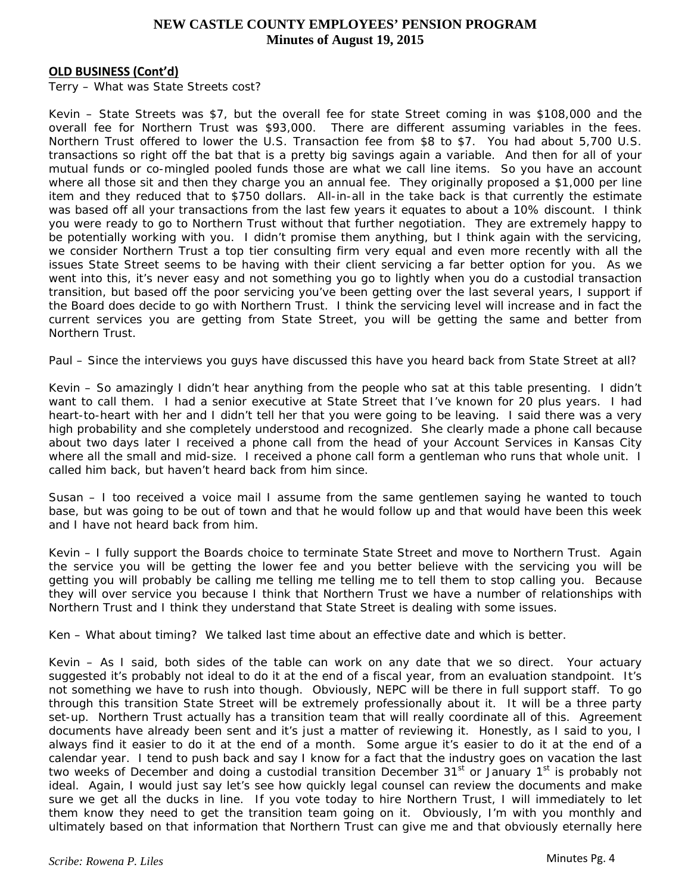**OLD BUSINESS (Cont'd)**

Terry – What was State Streets cost?

Kevin – State Streets was $7, but the overall fee for state Street coming in was $108,000 and the overall fee for Northern Trust was $93,000. There are different assuming variables in the fees. Northern Trust offered to lower the U.S. Transaction fee from $8 to $7. You had about 5,700 U.S. transactions so right off the bat that is a pretty big savings again a variable. And then for all of your mutual funds or co-mingled pooled funds those are what we call line items. So you have an account where all those sit and then they charge you an annual fee. They originally proposed a $1,000 per line item and they reduced that to $750 dollars. All-in-all in the take back is that currently the estimate was based off all your transactions from the last few years it equates to about a 10% discount. I think you were ready to go to Northern Trust without that further negotiation. They are extremely happy to be potentially working with you. I didn't promise them anything, but I think again with the servicing, we consider Northern Trust a top tier consulting firm very equal and even more recently with all the issues State Street seems to be having with their client servicing a far better option for you. As we went into this, it's never easy and not something you go to lightly when you do a custodial transaction transition, but based off the poor servicing you've been getting over the last several years, I support if the Board does decide to go with Northern Trust. I think the servicing level will increase and in fact the current services you are getting from State Street, you will be getting the same and better from Northern Trust.

Paul – Since the interviews you guys have discussed this have you heard back from State Street at all?

Kevin – So amazingly I didn't hear anything from the people who sat at this table presenting. I didn't want to call them. I had a senior executive at State Street that I've known for 20 plus years. I had heart-to-heart with her and I didn't tell her that you were going to be leaving. I said there was a very high probability and she completely understood and recognized. She clearly made a phone call because about two days later I received a phone call from the head of your Account Services in Kansas City where all the small and mid-size. I received a phone call form a gentleman who runs that whole unit. I called him back, but haven't heard back from him since.

Susan – I too received a voice mail I assume from the same gentlemen saying he wanted to touch base, but was going to be out of town and that he would follow up and that would have been this week and I have not heard back from him.

Kevin – I fully support the Boards choice to terminate State Street and move to Northern Trust. Again the service you will be getting the lower fee and you better believe with the servicing you will be getting you will probably be calling me telling me telling me to tell them to stop calling you. Because they will over service you because I think that Northern Trust we have a number of relationships with Northern Trust and I think they understand that State Street is dealing with some issues.

Ken – What about timing? We talked last time about an effective date and which is better.

Kevin – As I said, both sides of the table can work on any date that we so direct. Your actuary suggested it's probably not ideal to do it at the end of a fiscal year, from an evaluation standpoint. It's not something we have to rush into though. Obviously, NEPC will be there in full support staff. To go through this transition State Street will be extremely professionally about it. It will be a three party set-up. Northern Trust actually has a transition team that will really coordinate all of this. Agreement documents have already been sent and it's just a matter of reviewing it. Honestly, as I said to you, I always find it easier to do it at the end of a month. Some argue it's easier to do it at the end of a calendar year. I tend to push back and say I know for a fact that the industry goes on vacation the last two weeks of December and doing a custodial transition December 31st or January 1st is probably not ideal. Again, I would just say let's see how quickly legal counsel can review the documents and make sure we get all the ducks in line. If you vote today to hire Northern Trust, I will immediately to let them know they need to get the transition team going on it. Obviously, I'm with you monthly and ultimately based on that information that Northern Trust can give me and that obviously eternally here

*Scribe: Rowena P. Liles*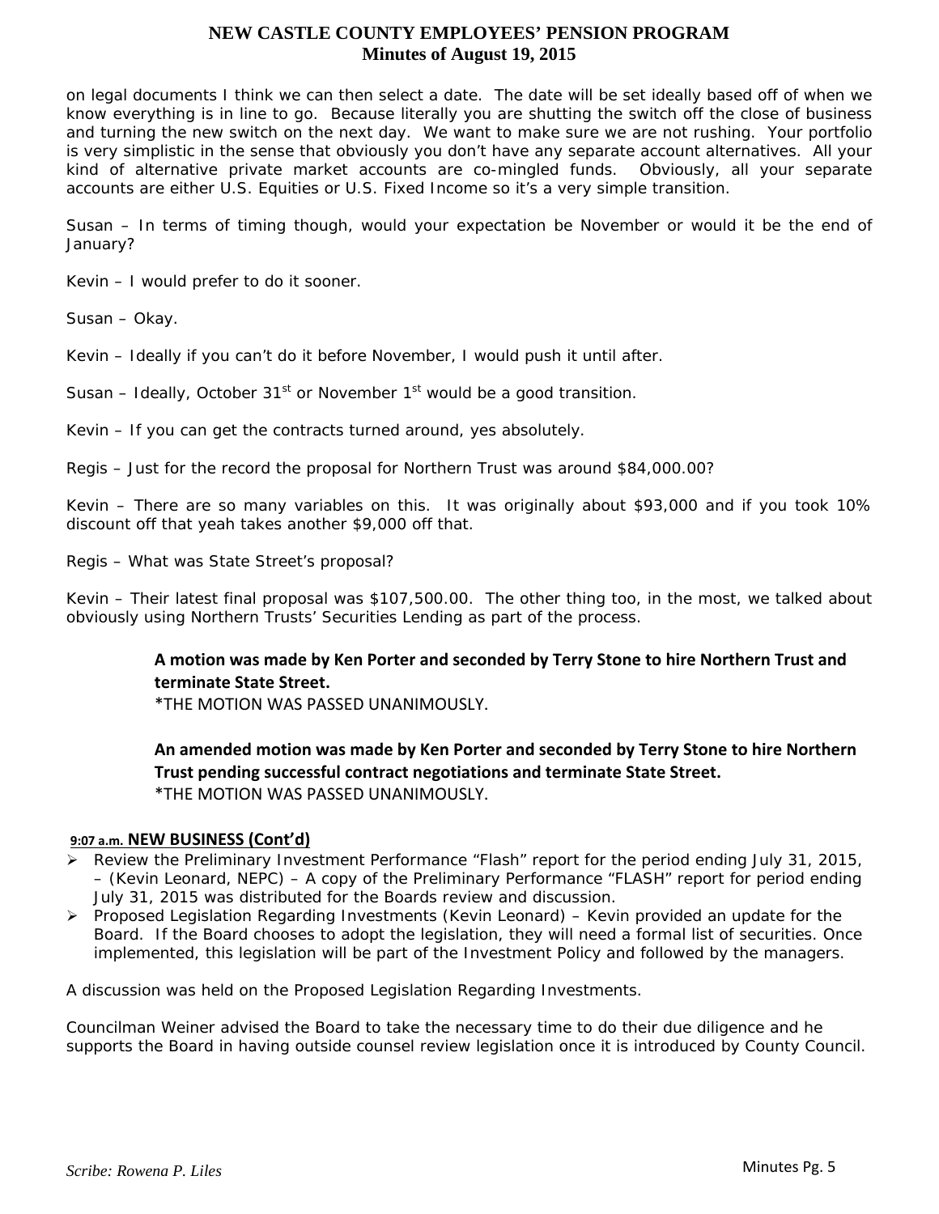on legal documents I think we can then select a date. The date will be set ideally based off of when we know everything is in line to go. Because literally you are shutting the switch off the close of business and turning the new switch on the next day. We want to make sure we are not rushing. Your portfolio is very simplistic in the sense that obviously you don't have any separate account alternatives. All your kind of alternative private market accounts are co-mingled funds. Obviously, all your separate accounts are either U.S. Equities or U.S. Fixed Income so it's a very simple transition.

Susan – In terms of timing though, would your expectation be November or would it be the end of January?

Kevin – I would prefer to do it sooner.

Susan – Okay.

Kevin – Ideally if you can't do it before November, I would push it until after.

Susan – Ideally, October 31st or November 1st would be a good transition.

Kevin – If you can get the contracts turned around, yes absolutely.

Regis – Just for the record the proposal for Northern Trust was around $84,000.00?

Kevin – There are so many variables on this. It was originally about $93,000 and if you took 10% discount off that yeah takes another $9,000 off that.

Regis – What was State Street's proposal?

Kevin – Their latest final proposal was $107,500.00. The other thing too, in the most, we talked about obviously using Northern Trusts' Securities Lending as part of the process.

> **A motion was made by Ken Porter and seconded by Terry Stone to hire Northern Trust and terminate State Street.**
> *THE MOTION WAS PASSED UNANIMOUSLY.
>
> **An amended motion was made by Ken Porter and seconded by Terry Stone to hire Northern Trust pending successful contract negotiations and terminate State Street.**
> *THE MOTION WAS PASSED UNANIMOUSLY.

**9:07 a.m. NEW BUSINESS (Cont'd)**

- Review the Preliminary Investment Performance "Flash" report for the period ending July 31, 2015, – (Kevin Leonard, NEPC) – A copy of the Preliminary Performance "FLASH" report for period ending July 31, 2015 was distributed for the Boards review and discussion.
- Proposed Legislation Regarding Investments (Kevin Leonard) – Kevin provided an update for the Board. If the Board chooses to adopt the legislation, they will need a formal list of securities. Once implemented, this legislation will be part of the Investment Policy and followed by the managers.

A discussion was held on the Proposed Legislation Regarding Investments.

Councilman Weiner advised the Board to take the necessary time to do their due diligence and he supports the Board in having outside counsel review legislation once it is introduced by County Council.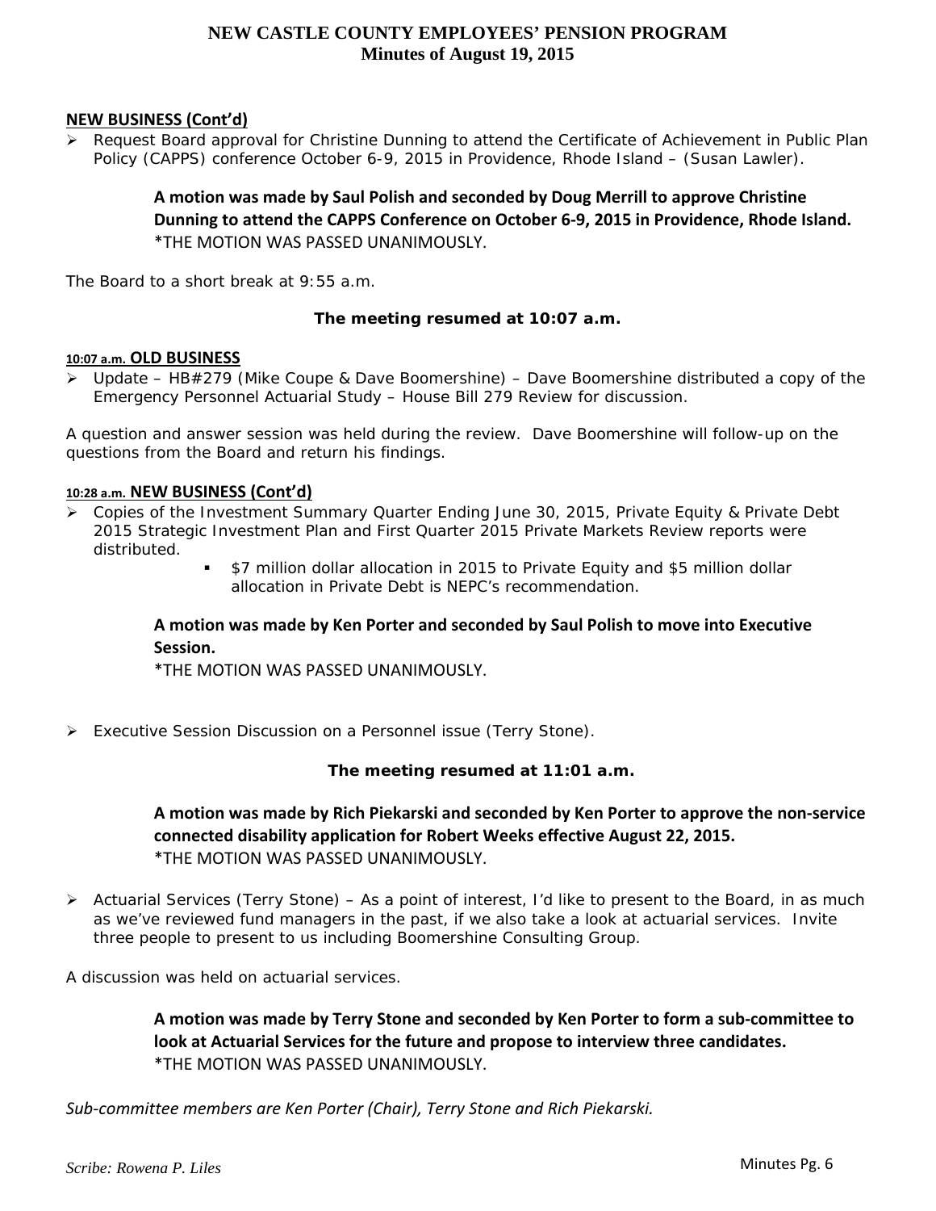**NEW BUSINESS (Cont'd)**

- Request Board approval for Christine Dunning to attend the Certificate of Achievement in Public Plan Policy (CAPPS) conference October 6-9, 2015 in Providence, Rhode Island – (Susan Lawler).

> **A motion was made by Saul Polish and seconded by Doug Merrill to approve Christine Dunning to attend the CAPPS Conference on October 6-9, 2015 in Providence, Rhode Island.**
> *THE MOTION WAS PASSED UNANIMOUSLY.

The Board to a short break at 9:55 a.m.

**The meeting resumed at 10:07 a.m.**

**10:07 a.m. OLD BUSINESS**

- Update – HB#279 (Mike Coupe & Dave Boomershine) – Dave Boomershine distributed a copy of the Emergency Personnel Actuarial Study – House Bill 279 Review for discussion.

A question and answer session was held during the review. Dave Boomershine will follow-up on the questions from the Board and return his findings.

**10:28 a.m. NEW BUSINESS (Cont'd)**

- Copies of the Investment Summary Quarter Ending June 30, 2015, Private Equity & Private Debt 2015 Strategic Investment Plan and First Quarter 2015 Private Markets Review reports were distributed.
  - $7 million dollar allocation in 2015 to Private Equity and $5 million dollar allocation in Private Debt is NEPC's recommendation.

> **A motion was made by Ken Porter and seconded by Saul Polish to move into Executive Session.**
> *THE MOTION WAS PASSED UNANIMOUSLY.

- Executive Session Discussion on a Personnel issue (Terry Stone).

**The meeting resumed at 11:01 a.m.**

> **A motion was made by Rich Piekarski and seconded by Ken Porter to approve the non-service connected disability application for Robert Weeks effective August 22, 2015.**
> *THE MOTION WAS PASSED UNANIMOUSLY.

- Actuarial Services (Terry Stone) – As a point of interest, I'd like to present to the Board, in as much as we've reviewed fund managers in the past, if we also take a look at actuarial services. Invite three people to present to us including Boomershine Consulting Group.

A discussion was held on actuarial services.

> **A motion was made by Terry Stone and seconded by Ken Porter to form a sub-committee to look at Actuarial Services for the future and propose to interview three candidates.**
> *THE MOTION WAS PASSED UNANIMOUSLY.

*Sub-committee members are Ken Porter (Chair), Terry Stone and Rich Piekarski.*

*Scribe: Rowena P. Liles*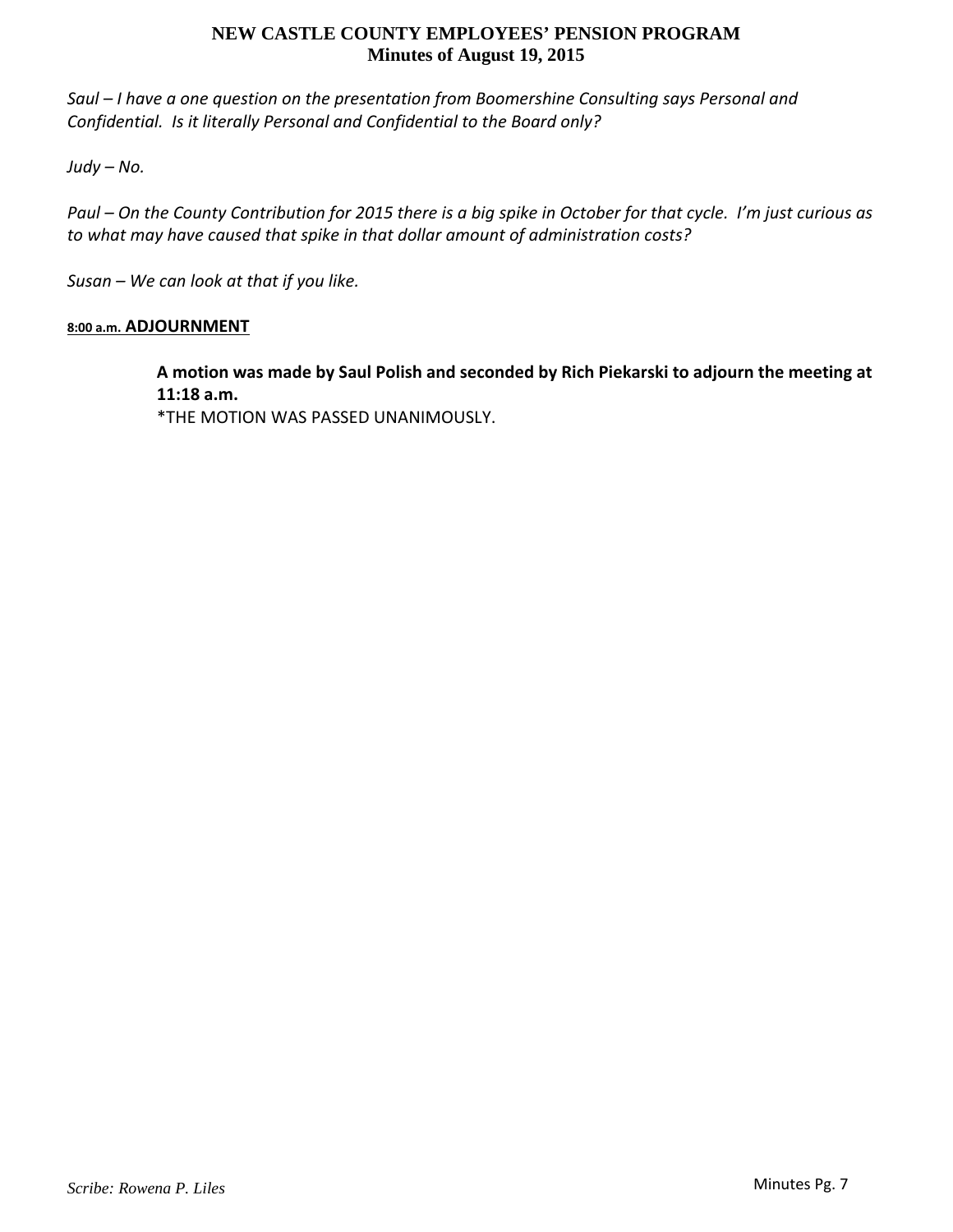*Saul – I have a one question on the presentation from Boomershine Consulting says Personal and Confidential. Is it literally Personal and Confidential to the Board only?*

*Judy – No.*

*Paul – On the County Contribution for 2015 there is a big spike in October for that cycle. I'm just curious as to what may have caused that spike in that dollar amount of administration costs?*

*Susan – We can look at that if you like.*

8:00 a.m. **ADJOURNMENT**

> **A motion was made by Saul Polish and seconded by Rich Piekarski to adjourn the meeting at 11:18 a.m.**
> *THE MOTION WAS PASSED UNANIMOUSLY.

*Scribe: Rowena P. Liles*